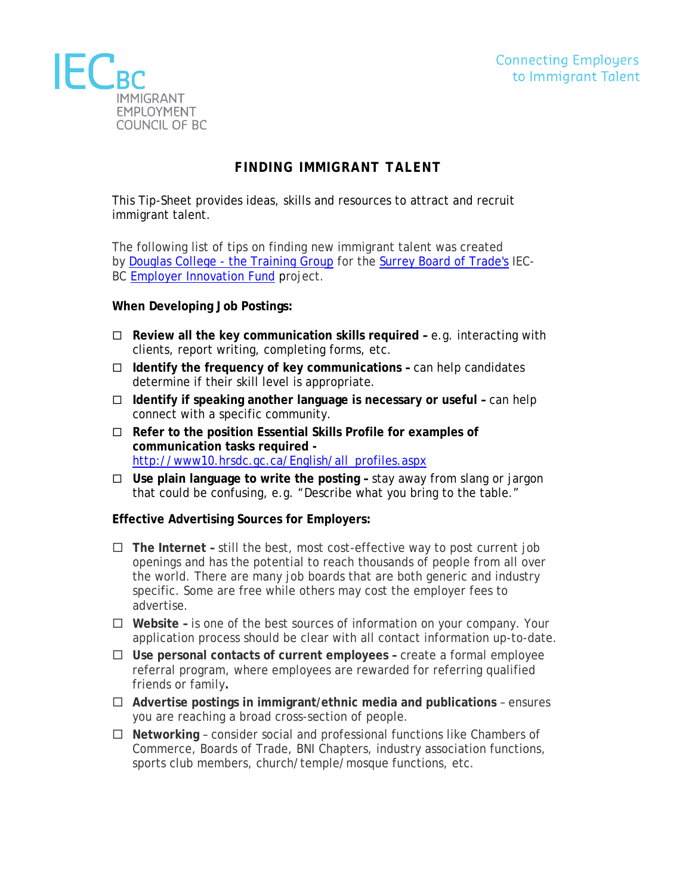IECBC IMMIGRANT EMPLOYMENT COUNCIL OF BC

Connecting Employers to Immigrant Talent

# FINDING IMMIGRANT TALENT

This Tip-Sheet provides ideas, skills and resources to attract and recruit immigrant talent.

The following list of tips on finding new immigrant talent was created by Douglas College - the Training Group for the Surrey Board of Trade's IEC-BC Employer Innovation Fund project.

**When Developing Job Postings:**

- ☐ **Review all the key communication skills required –** e.g. interacting with clients, report writing, completing forms, etc.
- ☐ **Identify the frequency of key communications –** can help candidates determine if their skill level is appropriate.
- ☐ **Identify if speaking another language is necessary or useful –** can help connect with a specific community.
- ☐ **Refer to the position Essential Skills Profile for examples of communication tasks required -** http://www10.hrsdc.gc.ca/English/all_profiles.aspx
- ☐ **Use plain language to write the posting –** stay away from slang or jargon that could be confusing, e.g. "Describe what you bring to the table."

**Effective Advertising Sources for Employers:**

- ☐ **The Internet –** still the best, most cost-effective way to post current job openings and has the potential to reach thousands of people from all over the world. There are many job boards that are both generic and industry specific. Some are free while others may cost the employer fees to advertise.
- ☐ **Website –** is one of the best sources of information on your company. Your application process should be clear with all contact information up-to-date.
- ☐ **Use personal contacts of current employees –** create a formal employee referral program, where employees are rewarded for referring qualified friends or family**.**
- ☐ **Advertise postings in immigrant/ethnic media and publications** – ensures you are reaching a broad cross-section of people.
- ☐ **Networking** – consider social and professional functions like Chambers of Commerce, Boards of Trade, BNI Chapters, industry association functions, sports club members, church/temple/mosque functions, etc.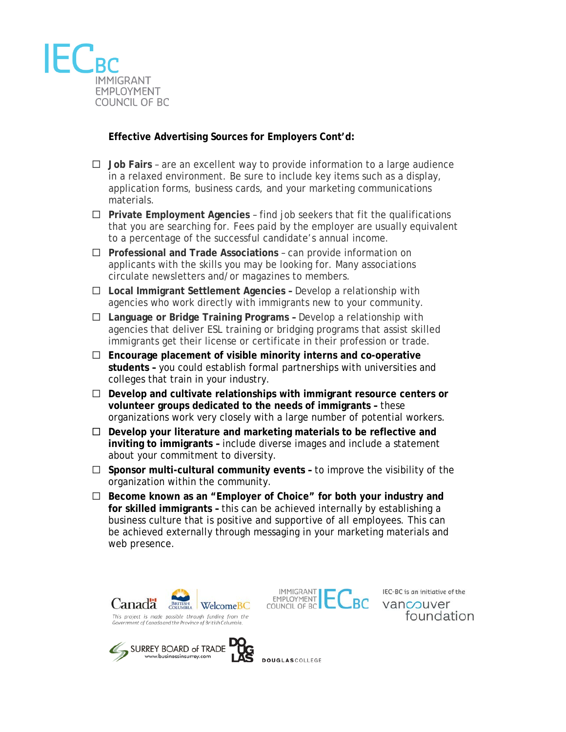**Effective Advertising Sources for Employers Cont'd:**

- ☐ **Job Fairs** – are an excellent way to provide information to a large audience in a relaxed environment. Be sure to include key items such as a display, application forms, business cards, and your marketing communications materials.
- ☐ **Private Employment Agencies** – find job seekers that fit the qualifications that you are searching for. Fees paid by the employer are usually equivalent to a percentage of the successful candidate's annual income.
- ☐ **Professional and Trade Associations** – can provide information on applicants with the skills you may be looking for. Many associations circulate newsletters and/or magazines to members.
- ☐ **Local Immigrant Settlement Agencies –** Develop a relationship with agencies who work directly with immigrants new to your community.
- ☐ **Language or Bridge Training Programs –** Develop a relationship with agencies that deliver ESL training or bridging programs that assist skilled immigrants get their license or certificate in their profession or trade.
- ☐ **Encourage placement of visible minority interns and co-operative students –** you could establish formal partnerships with universities and colleges that train in your industry.
- ☐ **Develop and cultivate relationships with immigrant resource centers or volunteer groups dedicated to the needs of immigrants –** these organizations work very closely with a large number of potential workers.
- ☐ **Develop your literature and marketing materials to be reflective and inviting to immigrants –** include diverse images and include a statement about your commitment to diversity.
- ☐ **Sponsor multi-cultural community events –** to improve the visibility of the organization within the community.
- ☐ **Become known as an "Employer of Choice" for both your industry and for skilled immigrants –** this can be achieved internally by establishing a business culture that is positive and supportive of all employees. This can be achieved externally through messaging in your marketing materials and web presence.

This project is made possible through funding from the Government of Canada and the Province of British Columbia.

IEC-BC is an initiative of the Vancouver Foundation